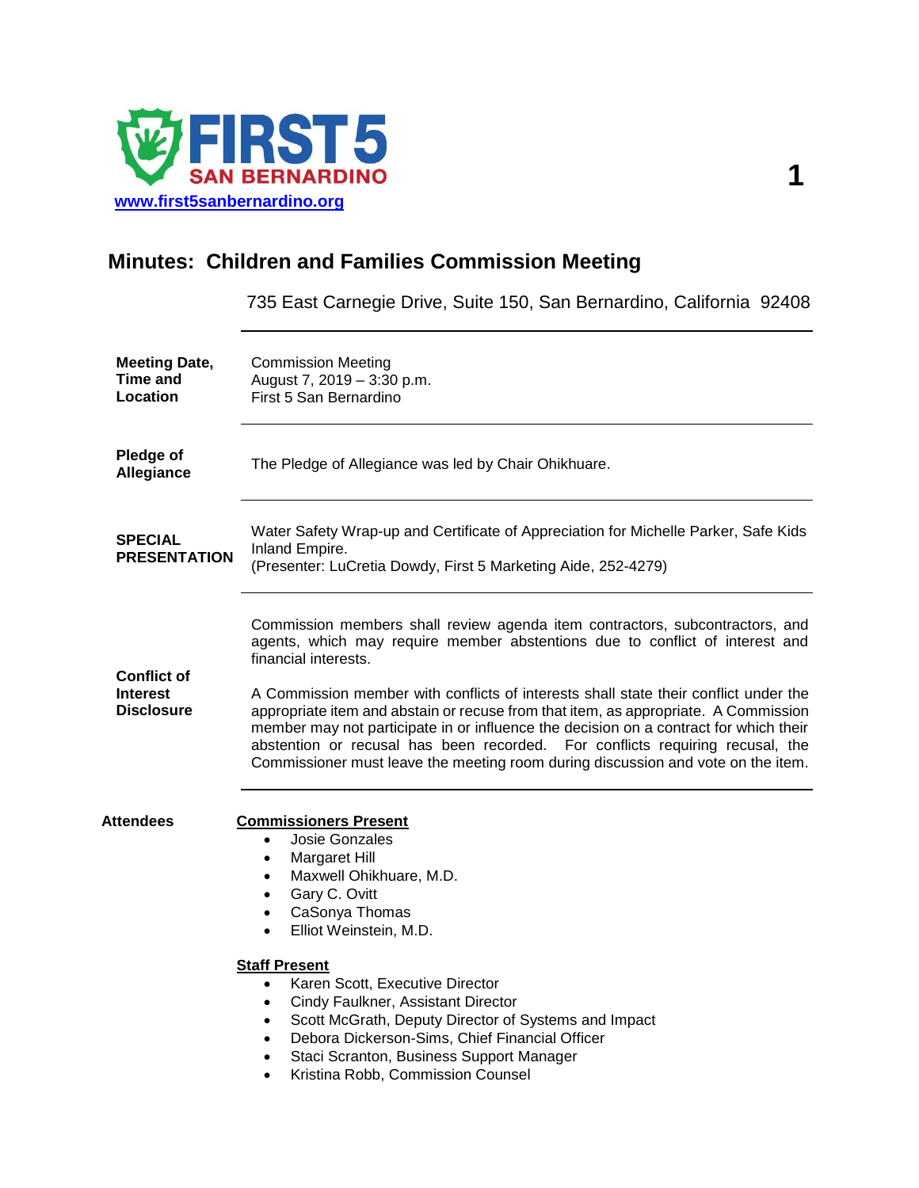FIRST 5 SAN BERNARDINO

www.first5sanbernardino.org

# Minutes: Children and Families Commission Meeting

735 East Carnegie Drive, Suite 150, San Bernardino, California 92408

**Meeting Date, Time and Location**

Commission Meeting
August 7, 2019 – 3:30 p.m.
First 5 San Bernardino

**Pledge of Allegiance**

The Pledge of Allegiance was led by Chair Ohikhuare.

**SPECIAL PRESENTATION**

Water Safety Wrap-up and Certificate of Appreciation for Michelle Parker, Safe Kids Inland Empire.
(Presenter: LuCretia Dowdy, First 5 Marketing Aide, 252-4279)

**Conflict of Interest Disclosure**

Commission members shall review agenda item contractors, subcontractors, and agents, which may require member abstentions due to conflict of interest and financial interests.

A Commission member with conflicts of interests shall state their conflict under the appropriate item and abstain or recuse from that item, as appropriate. A Commission member may not participate in or influence the decision on a contract for which their abstention or recusal has been recorded. For conflicts requiring recusal, the Commissioner must leave the meeting room during discussion and vote on the item.

**Attendees**

**Commissioners Present**

- Josie Gonzales
- Margaret Hill
- Maxwell Ohikhuare, M.D.
- Gary C. Ovitt
- CaSonya Thomas
- Elliot Weinstein, M.D.

**Staff Present**

- Karen Scott, Executive Director
- Cindy Faulkner, Assistant Director
- Scott McGrath, Deputy Director of Systems and Impact
- Debora Dickerson-Sims, Chief Financial Officer
- Staci Scranton, Business Support Manager
- Kristina Robb, Commission Counsel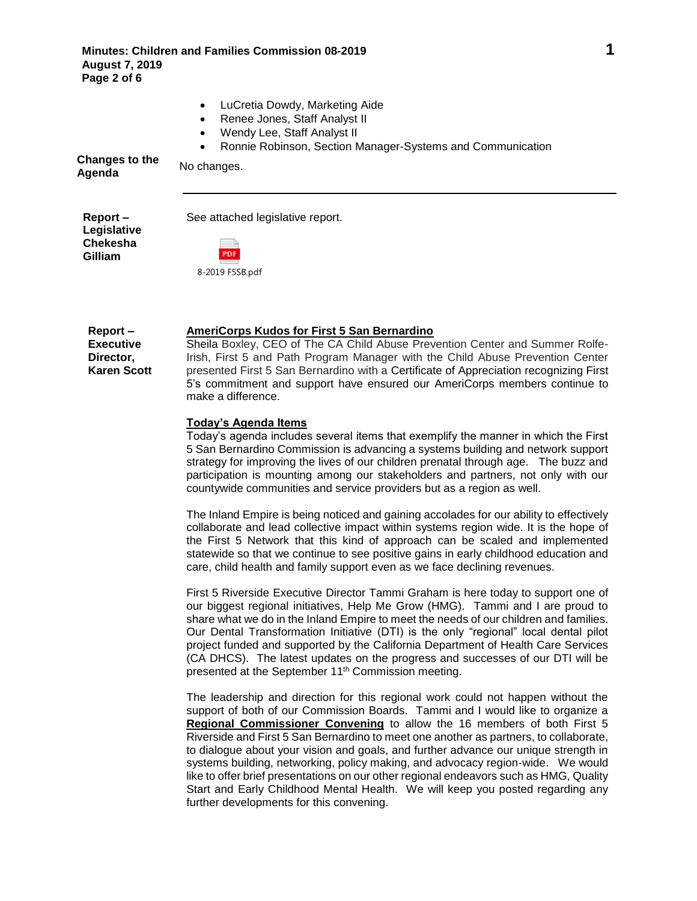- LuCretia Dowdy, Marketing Aide
- Renee Jones, Staff Analyst II
- Wendy Lee, Staff Analyst II
- Ronnie Robinson, Section Manager-Systems and Communication

**Changes to the Agenda**

No changes.

---

**Report – Legislative Chekesha Gilliam**

See attached legislative report.

8-2019 F5SB.pdf

**Report – Executive Director, Karen Scott**

**AmeriCorps Kudos for First 5 San Bernardino**

Sheila Boxley, CEO of The CA Child Abuse Prevention Center and Summer Rolfe-Irish, First 5 and Path Program Manager with the Child Abuse Prevention Center presented First 5 San Bernardino with a Certificate of Appreciation recognizing First 5's commitment and support have ensured our AmeriCorps members continue to make a difference.

**Today's Agenda Items**

Today's agenda includes several items that exemplify the manner in which the First 5 San Bernardino Commission is advancing a systems building and network support strategy for improving the lives of our children prenatal through age. The buzz and participation is mounting among our stakeholders and partners, not only with our countywide communities and service providers but as a region as well.

The Inland Empire is being noticed and gaining accolades for our ability to effectively collaborate and lead collective impact within systems region wide. It is the hope of the First 5 Network that this kind of approach can be scaled and implemented statewide so that we continue to see positive gains in early childhood education and care, child health and family support even as we face declining revenues.

First 5 Riverside Executive Director Tammi Graham is here today to support one of our biggest regional initiatives, Help Me Grow (HMG). Tammi and I are proud to share what we do in the Inland Empire to meet the needs of our children and families. Our Dental Transformation Initiative (DTI) is the only "regional" local dental pilot project funded and supported by the California Department of Health Care Services (CA DHCS). The latest updates on the progress and successes of our DTI will be presented at the September 11th Commission meeting.

The leadership and direction for this regional work could not happen without the support of both of our Commission Boards. Tammi and I would like to organize a **Regional Commissioner Convening** to allow the 16 members of both First 5 Riverside and First 5 San Bernardino to meet one another as partners, to collaborate, to dialogue about your vision and goals, and further advance our unique strength in systems building, networking, policy making, and advocacy region-wide. We would like to offer brief presentations on our other regional endeavors such as HMG, Quality Start and Early Childhood Mental Health. We will keep you posted regarding any further developments for this convening.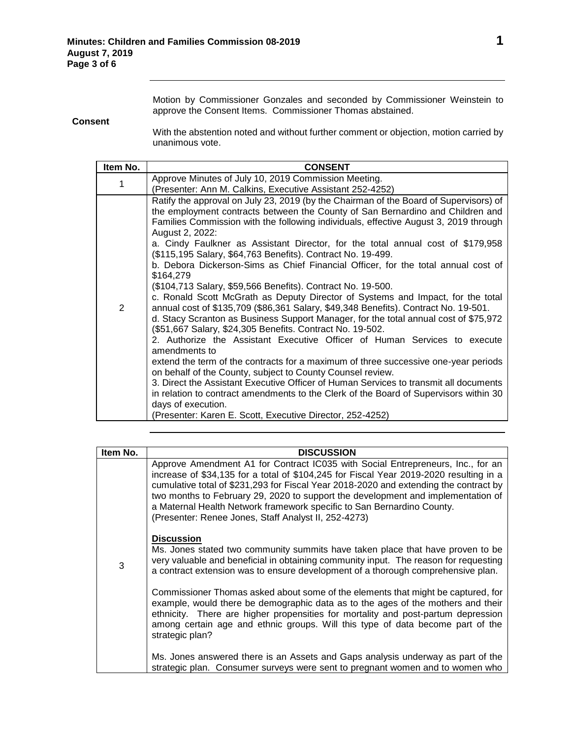**Consent**

Motion by Commissioner Gonzales and seconded by Commissioner Weinstein to approve the Consent Items. Commissioner Thomas abstained.

With the abstention noted and without further comment or objection, motion carried by unanimous vote.

| Item No. | CONSENT |
|---|---|
| 1 | Approve Minutes of July 10, 2019 Commission Meeting.<br>(Presenter: Ann M. Calkins, Executive Assistant 252-4252) |
| 2 | Ratify the approval on July 23, 2019 (by the Chairman of the Board of Supervisors) of the employment contracts between the County of San Bernardino and Children and Families Commission with the following individuals, effective August 3, 2019 through August 2, 2022:<br>a. Cindy Faulkner as Assistant Director, for the total annual cost of $179,958 ($115,195 Salary, $64,763 Benefits). Contract No. 19-499.<br>b. Debora Dickerson-Sims as Chief Financial Officer, for the total annual cost of $164,279<br>($104,713 Salary, $59,566 Benefits). Contract No. 19-500.<br>c. Ronald Scott McGrath as Deputy Director of Systems and Impact, for the total annual cost of $135,709 ($86,361 Salary, $49,348 Benefits). Contract No. 19-501.<br>d. Stacy Scranton as Business Support Manager, for the total annual cost of $75,972 ($51,667 Salary, $24,305 Benefits. Contract No. 19-502.<br>2. Authorize the Assistant Executive Officer of Human Services to execute amendments to<br>extend the term of the contracts for a maximum of three successive one-year periods on behalf of the County, subject to County Counsel review.<br>3. Direct the Assistant Executive Officer of Human Services to transmit all documents in relation to contract amendments to the Clerk of the Board of Supervisors within 30 days of execution.<br>(Presenter: Karen E. Scott, Executive Director, 252-4252) |

| Item No. | DISCUSSION |
|---|---|
| 3 | Approve Amendment A1 for Contract IC035 with Social Entrepreneurs, Inc., for an increase of $34,135 for a total of $104,245 for Fiscal Year 2019-2020 resulting in a cumulative total of $231,293 for Fiscal Year 2018-2020 and extending the contract by two months to February 29, 2020 to support the development and implementation of a Maternal Health Network framework specific to San Bernardino County.<br>(Presenter: Renee Jones, Staff Analyst II, 252-4273)<br><br>**Discussion**<br>Ms. Jones stated two community summits have taken place that have proven to be very valuable and beneficial in obtaining community input. The reason for requesting a contract extension was to ensure development of a thorough comprehensive plan.<br><br>Commissioner Thomas asked about some of the elements that might be captured, for example, would there be demographic data as to the ages of the mothers and their ethnicity. There are higher propensities for mortality and post-partum depression among certain age and ethnic groups. Will this type of data become part of the strategic plan?<br><br>Ms. Jones answered there is an Assets and Gaps analysis underway as part of the strategic plan. Consumer surveys were sent to pregnant women and to women who |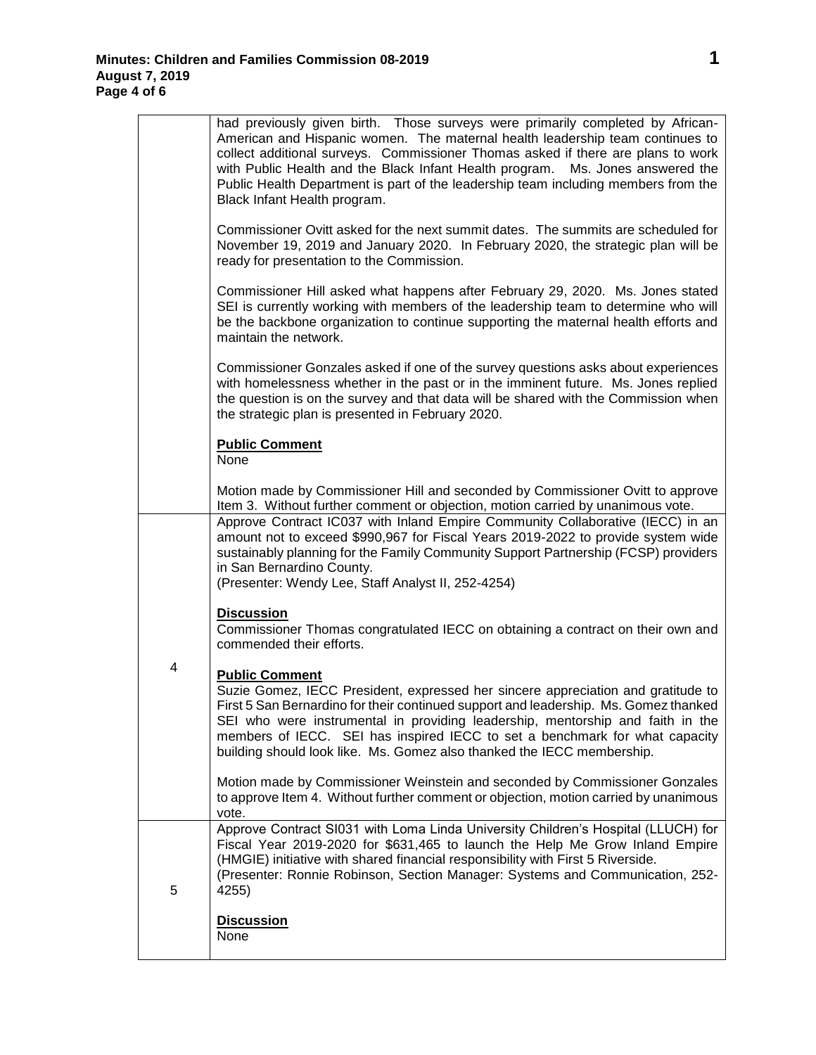| | |
|---|---|
| | had previously given birth. Those surveys were primarily completed by African-American and Hispanic women. The maternal health leadership team continues to collect additional surveys. Commissioner Thomas asked if there are plans to work with Public Health and the Black Infant Health program. Ms. Jones answered the Public Health Department is part of the leadership team including members from the Black Infant Health program.<br><br>Commissioner Ovitt asked for the next summit dates. The summits are scheduled for November 19, 2019 and January 2020. In February 2020, the strategic plan will be ready for presentation to the Commission.<br><br>Commissioner Hill asked what happens after February 29, 2020. Ms. Jones stated SEI is currently working with members of the leadership team to determine who will be the backbone organization to continue supporting the maternal health efforts and maintain the network.<br><br>Commissioner Gonzales asked if one of the survey questions asks about experiences with homelessness whether in the past or in the imminent future. Ms. Jones replied the question is on the survey and that data will be shared with the Commission when the strategic plan is presented in February 2020.<br><br>**Public Comment**<br>None<br><br>Motion made by Commissioner Hill and seconded by Commissioner Ovitt to approve Item 3. Without further comment or objection, motion carried by unanimous vote. |
| 4 | Approve Contract IC037 with Inland Empire Community Collaborative (IECC) in an amount not to exceed $990,967 for Fiscal Years 2019-2022 to provide system wide sustainably planning for the Family Community Support Partnership (FCSP) providers in San Bernardino County.<br>(Presenter: Wendy Lee, Staff Analyst II, 252-4254)<br><br>**Discussion**<br>Commissioner Thomas congratulated IECC on obtaining a contract on their own and commended their efforts.<br><br>**Public Comment**<br>Suzie Gomez, IECC President, expressed her sincere appreciation and gratitude to First 5 San Bernardino for their continued support and leadership. Ms. Gomez thanked SEI who were instrumental in providing leadership, mentorship and faith in the members of IECC. SEI has inspired IECC to set a benchmark for what capacity building should look like. Ms. Gomez also thanked the IECC membership.<br><br>Motion made by Commissioner Weinstein and seconded by Commissioner Gonzales to approve Item 4. Without further comment or objection, motion carried by unanimous vote. |
| 5 | Approve Contract SI031 with Loma Linda University Children's Hospital (LLUCH) for Fiscal Year 2019-2020 for $631,465 to launch the Help Me Grow Inland Empire (HMGIE) initiative with shared financial responsibility with First 5 Riverside.<br>(Presenter: Ronnie Robinson, Section Manager: Systems and Communication, 252-4255)<br><br>**Discussion**<br>None |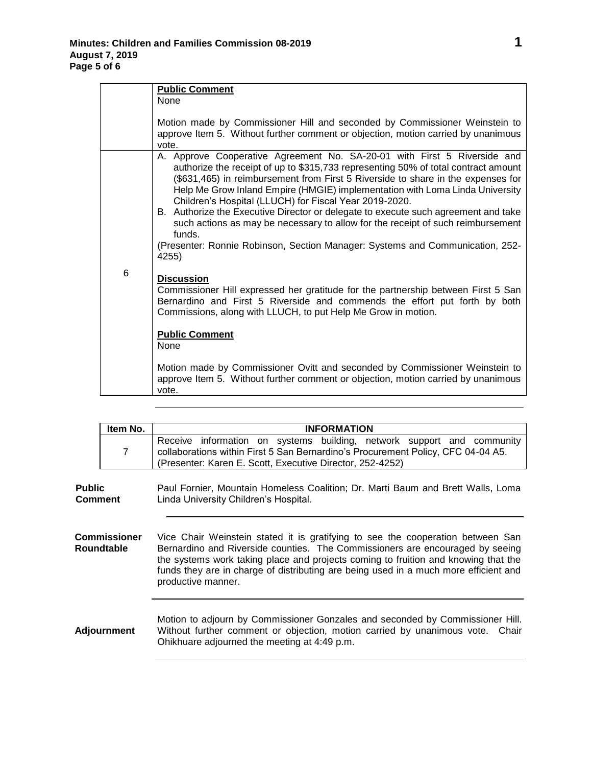| | |
|---|---|
| | **Public Comment**<br>None<br><br>Motion made by Commissioner Hill and seconded by Commissioner Weinstein to approve Item 5. Without further comment or objection, motion carried by unanimous vote. |
| 6 | A. Approve Cooperative Agreement No. SA-20-01 with First 5 Riverside and authorize the receipt of up to \$315,733 representing 50% of total contract amount (\$631,465) in reimbursement from First 5 Riverside to share in the expenses for Help Me Grow Inland Empire (HMGIE) implementation with Loma Linda University Children's Hospital (LLUCH) for Fiscal Year 2019-2020.<br>B. Authorize the Executive Director or delegate to execute such agreement and take such actions as may be necessary to allow for the receipt of such reimbursement funds.<br>(Presenter: Ronnie Robinson, Section Manager: Systems and Communication, 252-4255)<br><br>**Discussion**<br>Commissioner Hill expressed her gratitude for the partnership between First 5 San Bernardino and First 5 Riverside and commends the effort put forth by both Commissions, along with LLUCH, to put Help Me Grow in motion.<br><br>**Public Comment**<br>None<br><br>Motion made by Commissioner Ovitt and seconded by Commissioner Weinstein to approve Item 5. Without further comment or objection, motion carried by unanimous vote. |

| Item No. | INFORMATION |
|---|---|
| 7 | Receive information on systems building, network support and community collaborations within First 5 San Bernardino's Procurement Policy, CFC 04-04 A5.<br>(Presenter: Karen E. Scott, Executive Director, 252-4252) |

**Public Comment**

Paul Fornier, Mountain Homeless Coalition; Dr. Marti Baum and Brett Walls, Loma Linda University Children's Hospital.

**Commissioner Roundtable**

Vice Chair Weinstein stated it is gratifying to see the cooperation between San Bernardino and Riverside counties. The Commissioners are encouraged by seeing the systems work taking place and projects coming to fruition and knowing that the funds they are in charge of distributing are being used in a much more efficient and productive manner.

**Adjournment**

Motion to adjourn by Commissioner Gonzales and seconded by Commissioner Hill. Without further comment or objection, motion carried by unanimous vote. Chair Ohikhuare adjourned the meeting at 4:49 p.m.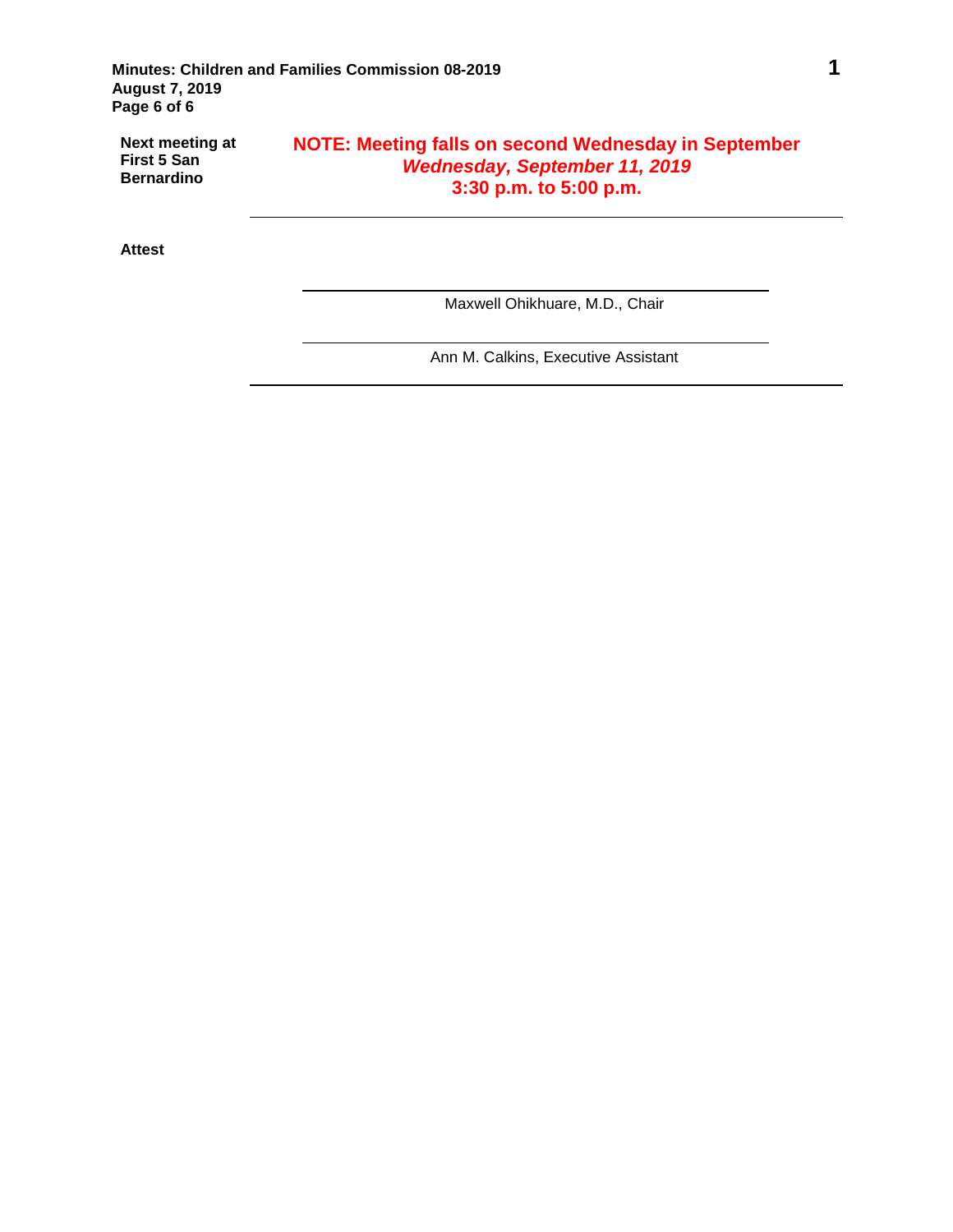| | |
|---|---|
| **Next meeting at First 5 San Bernardino** | **NOTE: Meeting falls on second Wednesday in September** <br> ***Wednesday, September 11, 2019*** <br> **3:30 p.m. to 5:00 p.m.** |

**Attest**

_______________________________

Maxwell Ohikhuare, M.D., Chair

_______________________________

Ann M. Calkins, Executive Assistant